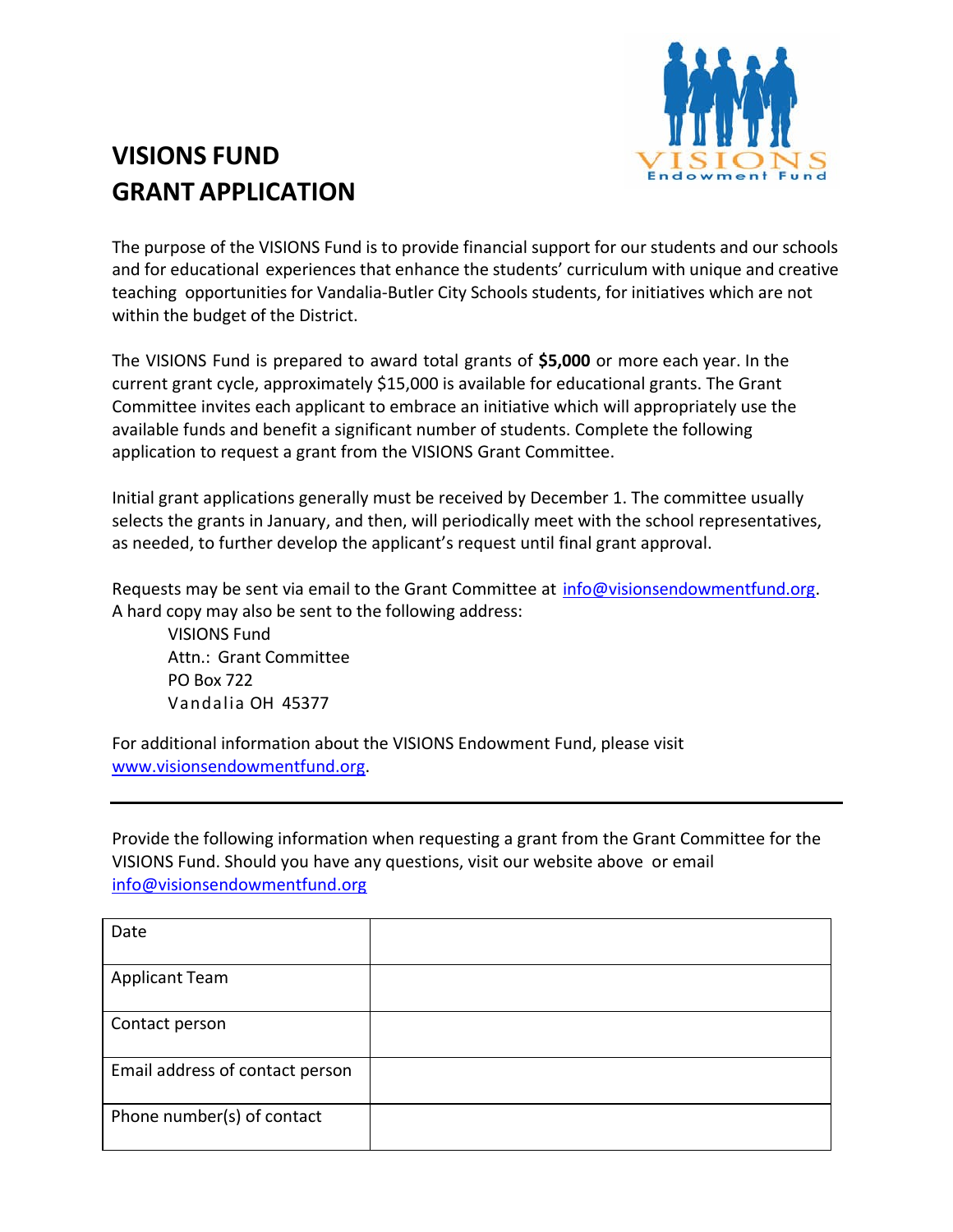# VISIONS FUND
# GRANT APPLICATION

The purpose of the VISIONS Fund is to provide financial support for our students and our schools and for educational experiences that enhance the students' curriculum with unique and creative teaching opportunities for Vandalia-Butler City Schools students, for initiatives which are not within the budget of the District.

The VISIONS Fund is prepared to award total grants of **$5,000** or more each year. In the current grant cycle, approximately $15,000 is available for educational grants. The Grant Committee invites each applicant to embrace an initiative which will appropriately use the available funds and benefit a significant number of students. Complete the following application to request a grant from the VISIONS Grant Committee.

Initial grant applications generally must be received by December 1. The committee usually selects the grants in January, and then, will periodically meet with the school representatives, as needed, to further develop the applicant's request until final grant approval.

Requests may be sent via email to the Grant Committee at info@visionsendowmentfund.org.
A hard copy may also be sent to the following address:

VISIONS Fund
Attn.: Grant Committee
PO Box 722
Vandalia OH 45377

For additional information about the VISIONS Endowment Fund, please visit www.visionsendowmentfund.org.

---

Provide the following information when requesting a grant from the Grant Committee for the VISIONS Fund. Should you have any questions, visit our website above or email info@visionsendowmentfund.org

| | |
|---|---|
| Date | |
| Applicant Team | |
| Contact person | |
| Email address of contact person | |
| Phone number(s) of contact | |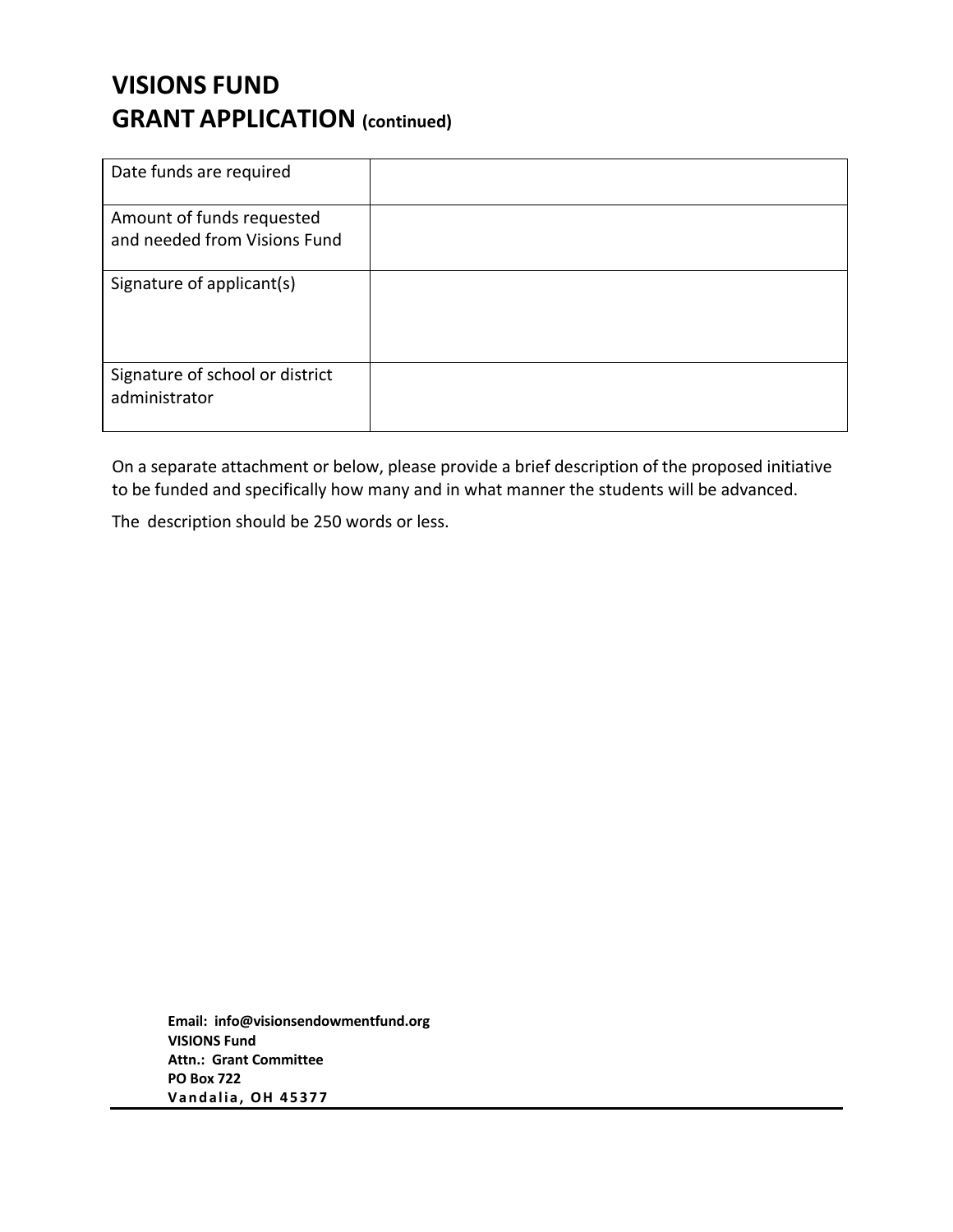# VISIONS FUND
# GRANT APPLICATION (continued)

| | |
|---|---|
| Date funds are required | |
| Amount of funds requested and needed from Visions Fund | |
| Signature of applicant(s) | |
| Signature of school or district administrator | |

On a separate attachment or below, please provide a brief description of the proposed initiative to be funded and specifically how many and in what manner the students will be advanced.

The description should be 250 words or less.

**Email: info@visionsendowmentfund.org**
**VISIONS Fund**
**Attn.: Grant Committee**
**PO Box 722**
**Vandalia, OH 45377**